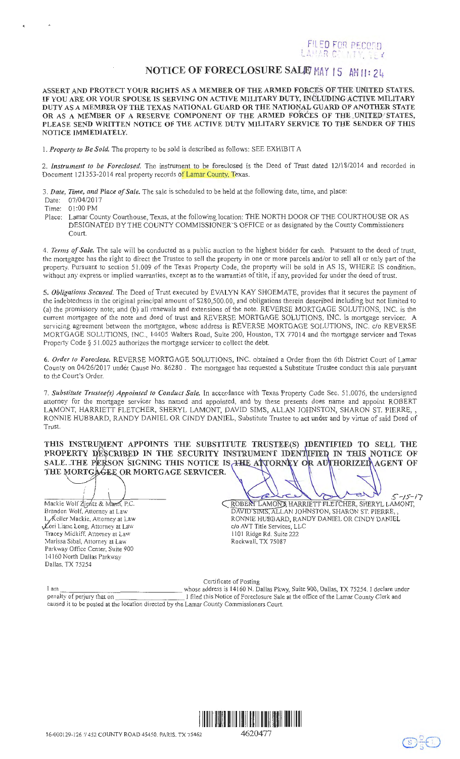FILED FOR RECORD
LAMAR COUNTY, TEX

# NOTICE OF FORECLOSURE SALE

2017 MAY 15 AM 11: 24

**ASSERT AND PROTECT YOUR RIGHTS AS A MEMBER OF THE ARMED FORCES OF THE UNITED STATES. IF YOU ARE OR YOUR SPOUSE IS SERVING ON ACTIVE MILITARY DUTY, INCLUDING ACTIVE MILITARY DUTY AS A MEMBER OF THE TEXAS NATIONAL GUARD OR THE NATIONAL GUARD OF ANOTHER STATE OR AS A MEMBER OF A RESERVE COMPONENT OF THE ARMED FORCES OF THE UNITED STATES, PLEASE SEND WRITTEN NOTICE OF THE ACTIVE DUTY MILITARY SERVICE TO THE SENDER OF THIS NOTICE IMMEDIATELY.**

1. *Property to Be Sold.* The property to be sold is described as follows: SEE EXHIBIT A

2. *Instrument to be Foreclosed.* The instrument to be foreclosed is the Deed of Trust dated 12/18/2014 and recorded in Document 121353-2014 real property records of Lamar County, Texas.

3. *Date, Time, and Place of Sale.* The sale is scheduled to be held at the following date, time, and place:

Date: 07/04/2017

Time: 01:00 PM

Place: Lamar County Courthouse, Texas, at the following location: THE NORTH DOOR OF THE COURTHOUSE OR AS DESIGNATED BY THE COUNTY COMMISSIONER'S OFFICE or as designated by the County Commissioners Court.

4. *Terms of Sale.* The sale will be conducted as a public auction to the highest bidder for cash. Pursuant to the deed of trust, the mortgagee has the right to direct the Trustee to sell the property in one or more parcels and/or to sell all or only part of the property. Pursuant to section 51.009 of the Texas Property Code, the property will be sold in AS IS, WHERE IS condition, without any express or implied warranties, except as to the warranties of title, if any, provided for under the deed of trust.

5. *Obligations Secured.* The Deed of Trust executed by EVALYN KAY SHOEMATE, provides that it secures the payment of the indebtedness in the original principal amount of $280,500.00, and obligations therein described including but not limited to (a) the promissory note; and (b) all renewals and extensions of the note. REVERSE MORTGAGE SOLUTIONS, INC. is the current mortgagee of the note and deed of trust and REVERSE MORTGAGE SOLUTIONS, INC. is mortgage servicer. A servicing agreement between the mortgagee, whose address is REVERSE MORTGAGE SOLUTIONS, INC. c/o REVERSE MORTGAGE SOLUTIONS, INC., 14405 Walters Road, Suite 200, Houston, TX 77014 and the mortgage servicer and Texas Property Code § 51.0025 authorizes the mortgage servicer to collect the debt.

6. *Order to Foreclose.* REVERSE MORTGAGE SOLUTIONS, INC. obtained a Order from the 6th District Court of Lamar County on 04/26/2017 under Cause No. 86280 . The mortgagee has requested a Substitute Trustee conduct this sale pursuant to the Court's Order.

7. *Substitute Trustee(s) Appointed to Conduct Sale.* In accordance with Texas Property Code Sec. 51.0076, the undersigned attorney for the mortgage servicer has named and appointed, and by these presents does name and appoint ROBERT LAMONT, HARRIETT FLETCHER, SHERYL LAMONT, DAVID SIMS, ALLAN JOHNSTON, SHARON ST. PIERRE, , RONNIE HUBBARD, RANDY DANIEL OR CINDY DANIEL, Substitute Trustee to act under and by virtue of said Deed of Trust.

**THIS INSTRUMENT APPOINTS THE SUBSTITUTE TRUSTEE(S) IDENTIFIED TO SELL THE PROPERTY DESCRIBED IN THE SECURITY INSTRUMENT IDENTIFIED IN THIS NOTICE OF SALE. THE PERSON SIGNING THIS NOTICE IS THE ATTORNEY OR AUTHORIZED AGENT OF THE MORTGAGEE OR MORTGAGE SERVICER.**

Mackie Wolf Zientz & Mann, P.C.
Brandon Wolf, Attorney at Law
L. Keller Mackie, Attorney at Law
Lori Liane Long, Attorney at Law
Tracey Midkiff, Attorney at Law
Marissa Sibal, Attorney at Law
Parkway Office Center, Suite 900
14160 North Dallas Parkway
Dallas, TX 75254

5-15-17

ROBERT LAMONT, HARRIETT FLETCHER, SHERYL LAMONT, DAVID SIMS, ALLAN JOHNSTON, SHARON ST. PIERRE, , RONNIE HUBBARD, RANDY DANIEL OR CINDY DANIEL
c/o AVT Title Services, LLC
1101 Ridge Rd. Suite 222
Rockwall, TX 75087

Certificate of Posting

I am \_\_\_\_\_\_\_\_\_\_\_\_\_\_\_\_\_\_\_\_ whose address is 14160 N. Dallas Pkwy, Suite 900, Dallas, TX 75254. I declare under penalty of perjury that on \_\_\_\_\_\_\_\_\_\_\_\_\_\_\_\_\_\_\_\_ I filed this Notice of Foreclosure Sale at the office of the Lamar County Clerk and caused it to be posted at the location directed by the Lamar County Commissioners Court.

16-000129-126 // 452 COUNTY ROAD 45450, PARIS, TX 75462

4620477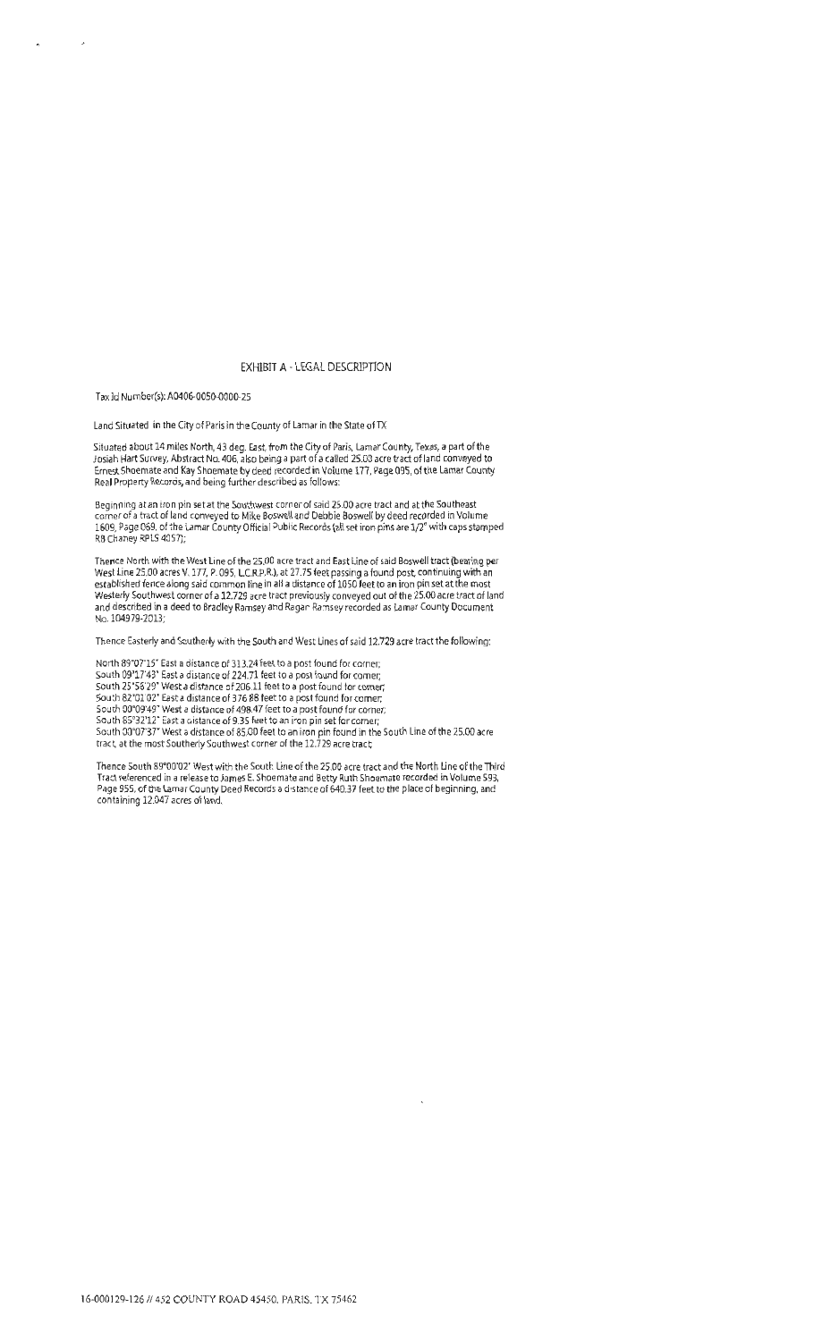## EXHIBIT A - LEGAL DESCRIPTION

Tax Id Number(s): A0406-0050-0000-25

Land Situated in the City of Paris in the County of Lamar in the State of TX

Situated about 14 miles North, 43 deg. East, from the City of Paris, Lamar County, Texas, a part of the Josiah Hart Survey, Abstract No. 406, also being a part of a called 25.00 acre tract of land conveyed to Ernest Shoemate and Kay Shoemate by deed recorded in Volume 177, Page 095, of the Lamar County Real Property Records, and being further described as follows:

Beginning at an iron pin set at the Southwest corner of said 25.00 acre tract and at the Southeast corner of a tract of land conveyed to Mike Boswell and Debbie Boswell by deed recorded in Volume 1609, Page 069, of the Lamar County Official Public Records (all set iron pins are 1/2" with caps stamped RB Chaney RPLS 4057);

Thence North with the West Line of the 25.00 acre tract and East Line of said Boswell tract (bearing per West Line 25.00 acres V. 177, P. 095, L.C.R.P.R.), at 27.75 feet passing a found post, continuing with an established fence along said common line in all a distance of 1050 feet to an iron pin set at the most Westerly Southwest corner of a 12.729 acre tract previously conveyed out of the 25.00 acre tract of land and described in a deed to Bradley Ramsey and Regan Ramsey recorded as Lamar County Document No. 104979-2013;

Thence Easterly and Southerly with the South and West Lines of said 12.729 acre tract the following:

North 89°07'15" East a distance of 313.24 feet to a post found for corner;
South 09°17'43" East a distance of 224.71 feet to a post found for corner;
South 25°56'29" West a distance of 206.11 feet to a post found for corner;
South 82°01'02" East a distance of 376.88 feet to a post found for corner;
South 00°09'49" West a distance of 498.47 feet to a post found for corner;
South 65°32'12" East a distance of 9.35 feet to an iron pin set for corner;
South 00°07'37" West a distance of 85.00 feet to an iron pin found in the South Line of the 25.00 acre tract, at the most Southerly Southwest corner of the 12.729 acre tract;

Thence South 89°00'02" West with the South Line of the 25.00 acre tract and the North Line of the Third Tract referenced in a release to James E. Shoemate and Betty Ruth Shoemate recorded in Volume 593, Page 955, of the Lamar County Deed Records a distance of 640.37 feet to the place of beginning, and containing 12.047 acres of land.

16-000129-126 // 452 COUNTY ROAD 45450, PARIS, TX 75462